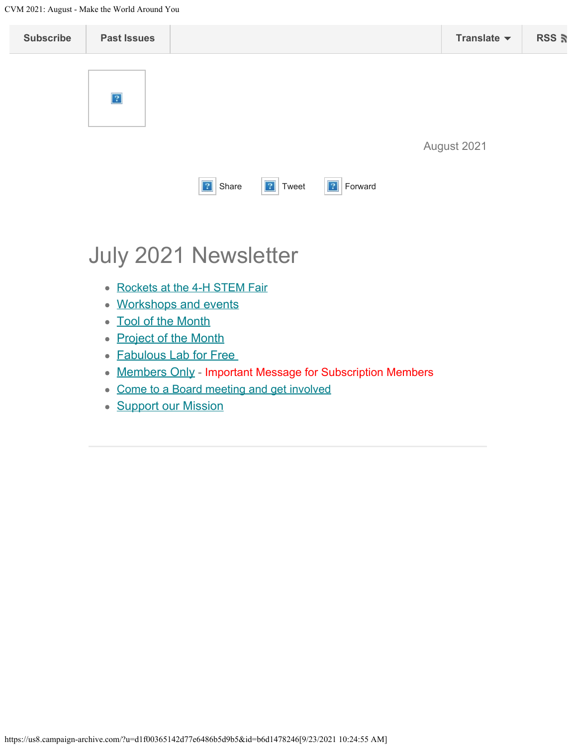Subscribe | Past Issues | Translate | RSS

August 2021

Share Tweet Forward

# July 2021 Newsletter

- Rockets at the 4-H STEM Fair
- Workshops and events
- Tool of the Month
- Project of the Month
- Fabulous Lab for Free
- Members Only - Important Message for Subscription Members
- Come to a Board meeting and get involved
- Support our Mission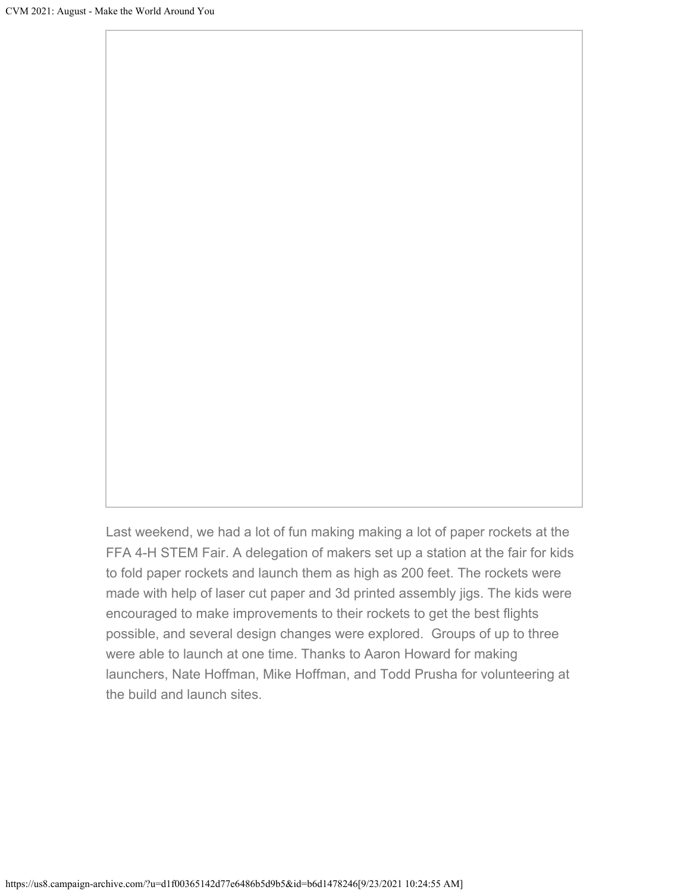Last weekend, we had a lot of fun making making a lot of paper rockets at the FFA 4-H STEM Fair. A delegation of makers set up a station at the fair for kids to fold paper rockets and launch them as high as 200 feet. The rockets were made with help of laser cut paper and 3d printed assembly jigs. The kids were encouraged to make improvements to their rockets to get the best flights possible, and several design changes were explored.  Groups of up to three were able to launch at one time. Thanks to Aaron Howard for making launchers, Nate Hoffman, Mike Hoffman, and Todd Prusha for volunteering at the build and launch sites.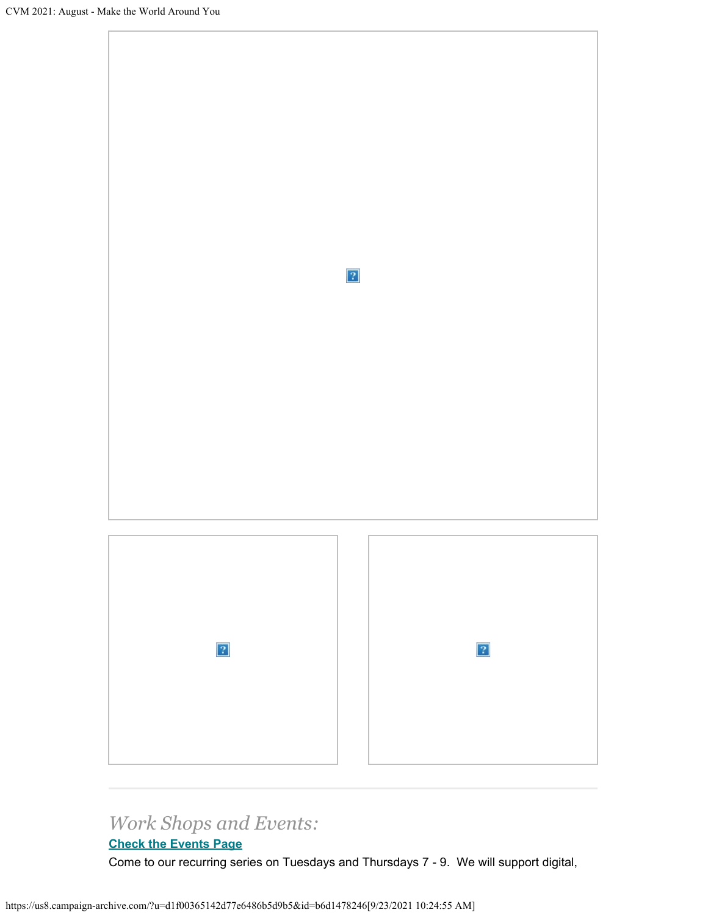*Work Shops and Events:*

**[Check the Events Page]()**

Come to our recurring series on Tuesdays and Thursdays 7 - 9.  We will support digital,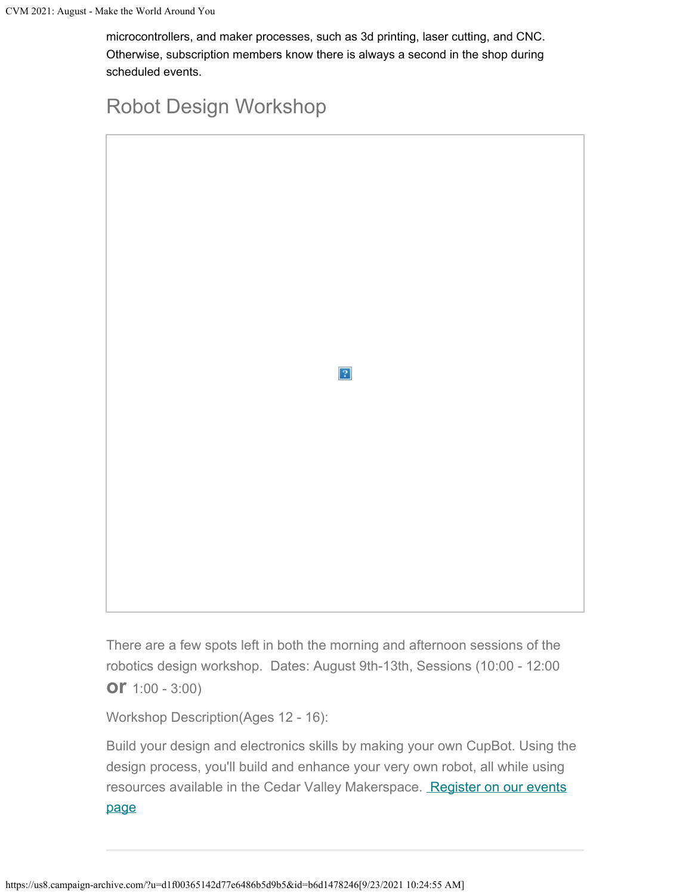microcontrollers, and maker processes, such as 3d printing, laser cutting, and CNC. Otherwise, subscription members know there is always a second in the shop during scheduled events.

## Robot Design Workshop

There are a few spots left in both the morning and afternoon sessions of the robotics design workshop. Dates: August 9th-13th, Sessions (10:00 - 12:00 **or** 1:00 - 3:00)

Workshop Description(Ages 12 - 16):

Build your design and electronics skills by making your own CupBot. Using the design process, you'll build and enhance your very own robot, all while using resources available in the Cedar Valley Makerspace. Register on our events page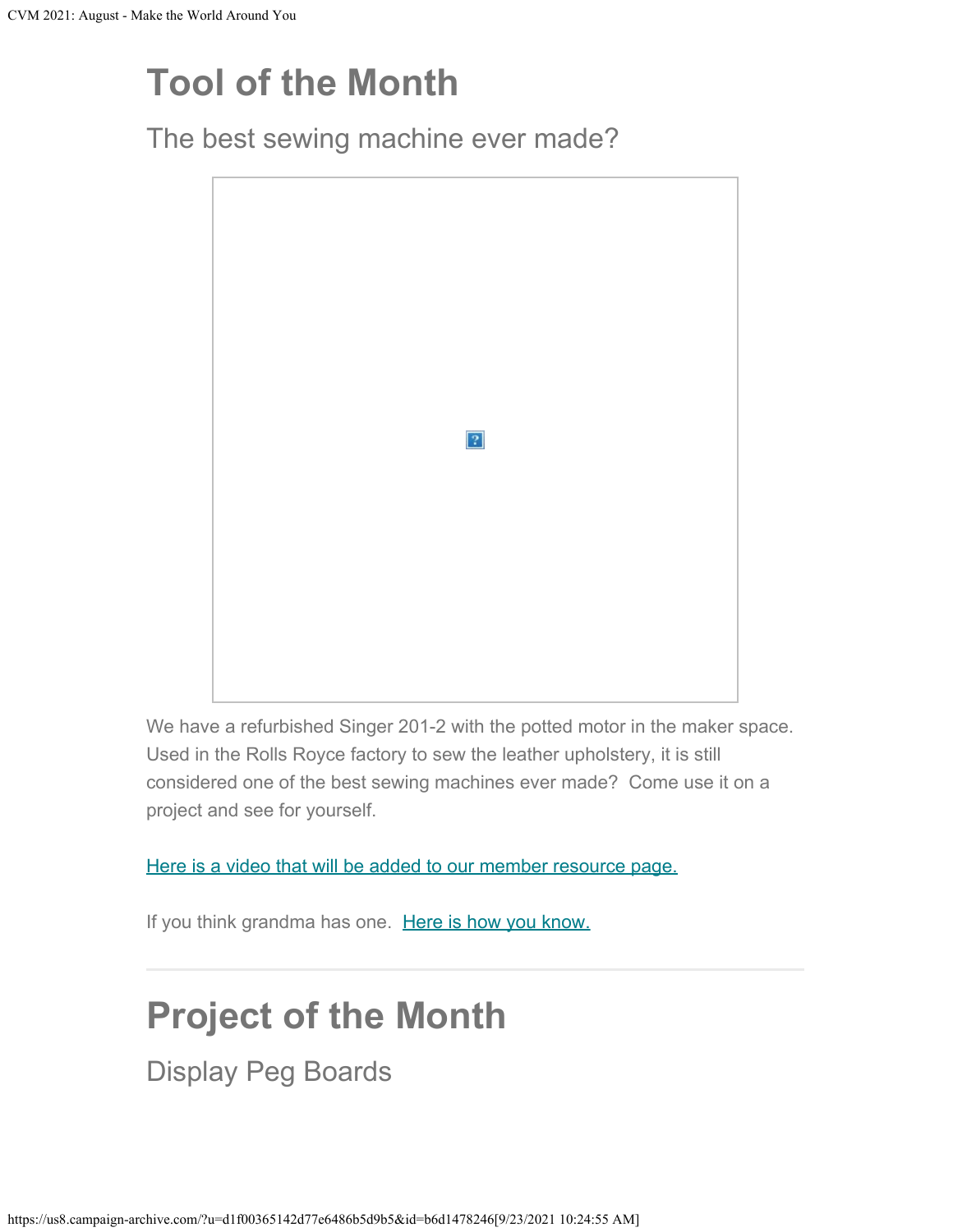# Tool of the Month

## The best sewing machine ever made?

We have a refurbished Singer 201-2 with the potted motor in the maker space. Used in the Rolls Royce factory to sew the leather upholstery, it is still considered one of the best sewing machines ever made? Come use it on a project and see for yourself.

Here is a video that will be added to our member resource page.

If you think grandma has one. Here is how you know.

---

# Project of the Month

## Display Peg Boards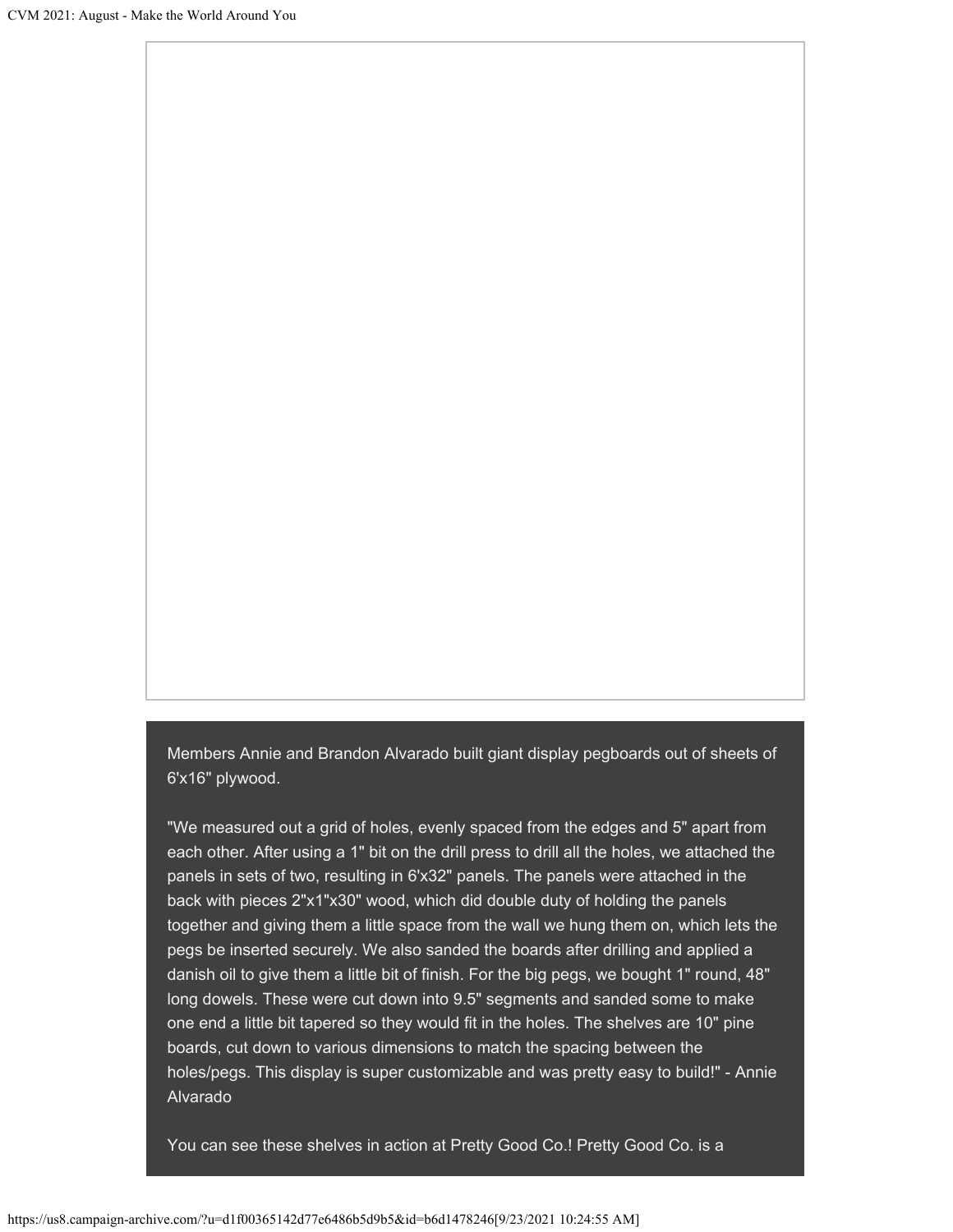Members Annie and Brandon Alvarado built giant display pegboards out of sheets of 6'x16" plywood.

"We measured out a grid of holes, evenly spaced from the edges and 5" apart from each other. After using a 1" bit on the drill press to drill all the holes, we attached the panels in sets of two, resulting in 6'x32" panels. The panels were attached in the back with pieces 2"x1"x30" wood, which did double duty of holding the panels together and giving them a little space from the wall we hung them on, which lets the pegs be inserted securely. We also sanded the boards after drilling and applied a danish oil to give them a little bit of finish. For the big pegs, we bought 1" round, 48" long dowels. These were cut down into 9.5" segments and sanded some to make one end a little bit tapered so they would fit in the holes. The shelves are 10" pine boards, cut down to various dimensions to match the spacing between the holes/pegs. This display is super customizable and was pretty easy to build!" - Annie Alvarado

You can see these shelves in action at Pretty Good Co.! Pretty Good Co. is a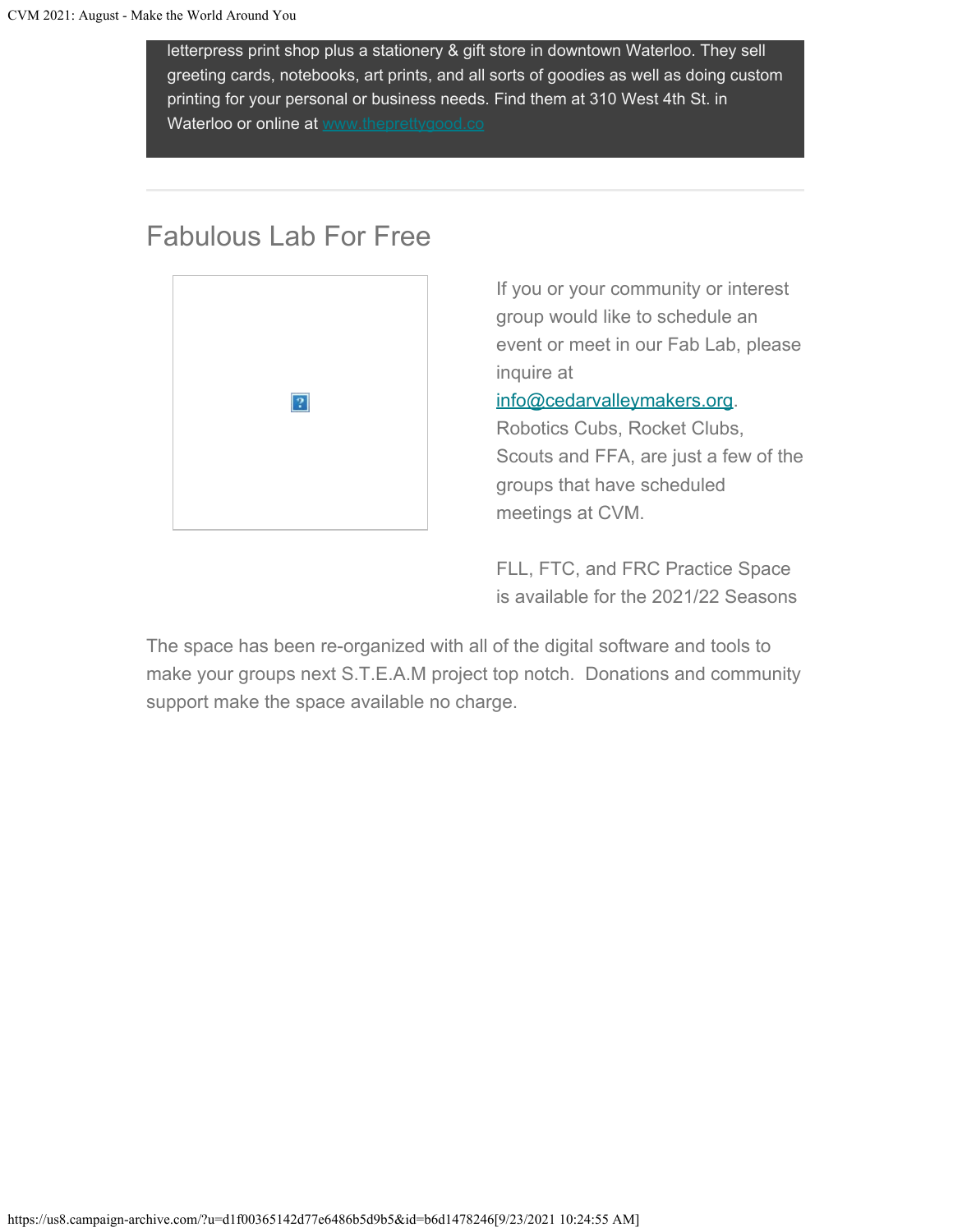letterpress print shop plus a stationery & gift store in downtown Waterloo. They sell greeting cards, notebooks, art prints, and all sorts of goodies as well as doing custom printing for your personal or business needs. Find them at 310 West 4th St. in Waterloo or online at www.theprettygood.co

---

## Fabulous Lab For Free

If you or your community or interest group would like to schedule an event or meet in our Fab Lab, please inquire at info@cedarvalleymakers.org. Robotics Cubs, Rocket Clubs, Scouts and FFA, are just a few of the groups that have scheduled meetings at CVM.

FLL, FTC, and FRC Practice Space is available for the 2021/22 Seasons

The space has been re-organized with all of the digital software and tools to make your groups next S.T.E.A.M project top notch. Donations and community support make the space available no charge.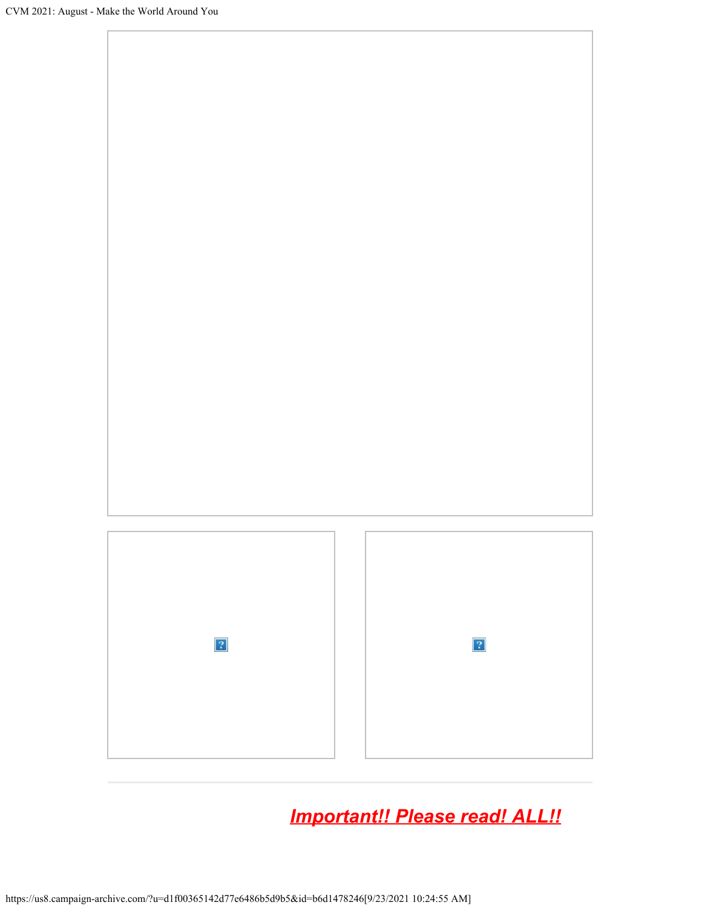***Important!! Please read! ALL!!***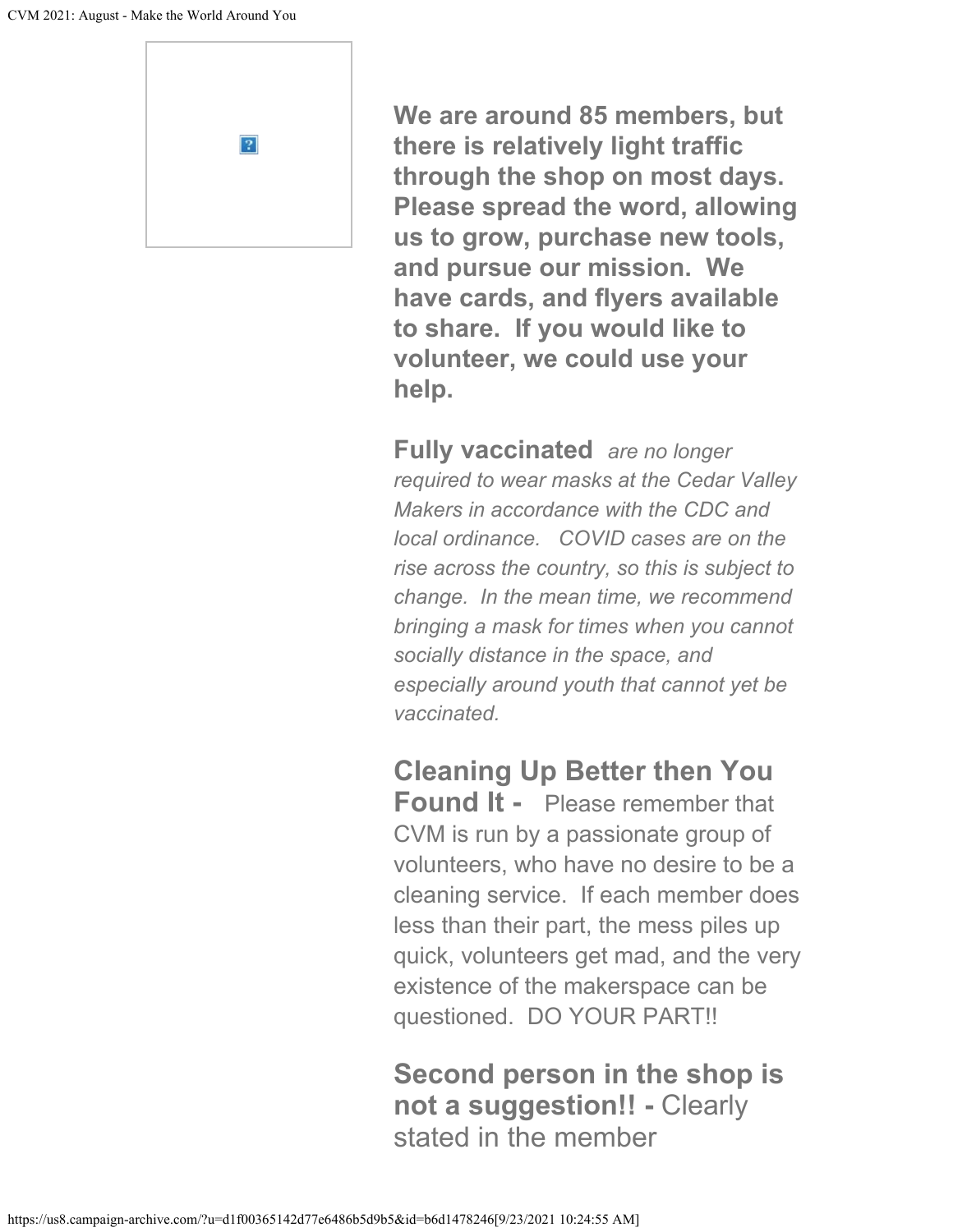**We are around 85 members, but there is relatively light traffic through the shop on most days. Please spread the word, allowing us to grow, purchase new tools, and pursue our mission. We have cards, and flyers available to share. If you would like to volunteer, we could use your help.**

**Fully vaccinated** *are no longer required to wear masks at the Cedar Valley Makers in accordance with the CDC and local ordinance. COVID cases are on the rise across the country, so this is subject to change. In the mean time, we recommend bringing a mask for times when you cannot socially distance in the space, and especially around youth that cannot yet be vaccinated.*

**Cleaning Up Better then You Found It -** Please remember that CVM is run by a passionate group of volunteers, who have no desire to be a cleaning service. If each member does less than their part, the mess piles up quick, volunteers get mad, and the very existence of the makerspace can be questioned. DO YOUR PART!!

**Second person in the shop is not a suggestion!! -** Clearly stated in the member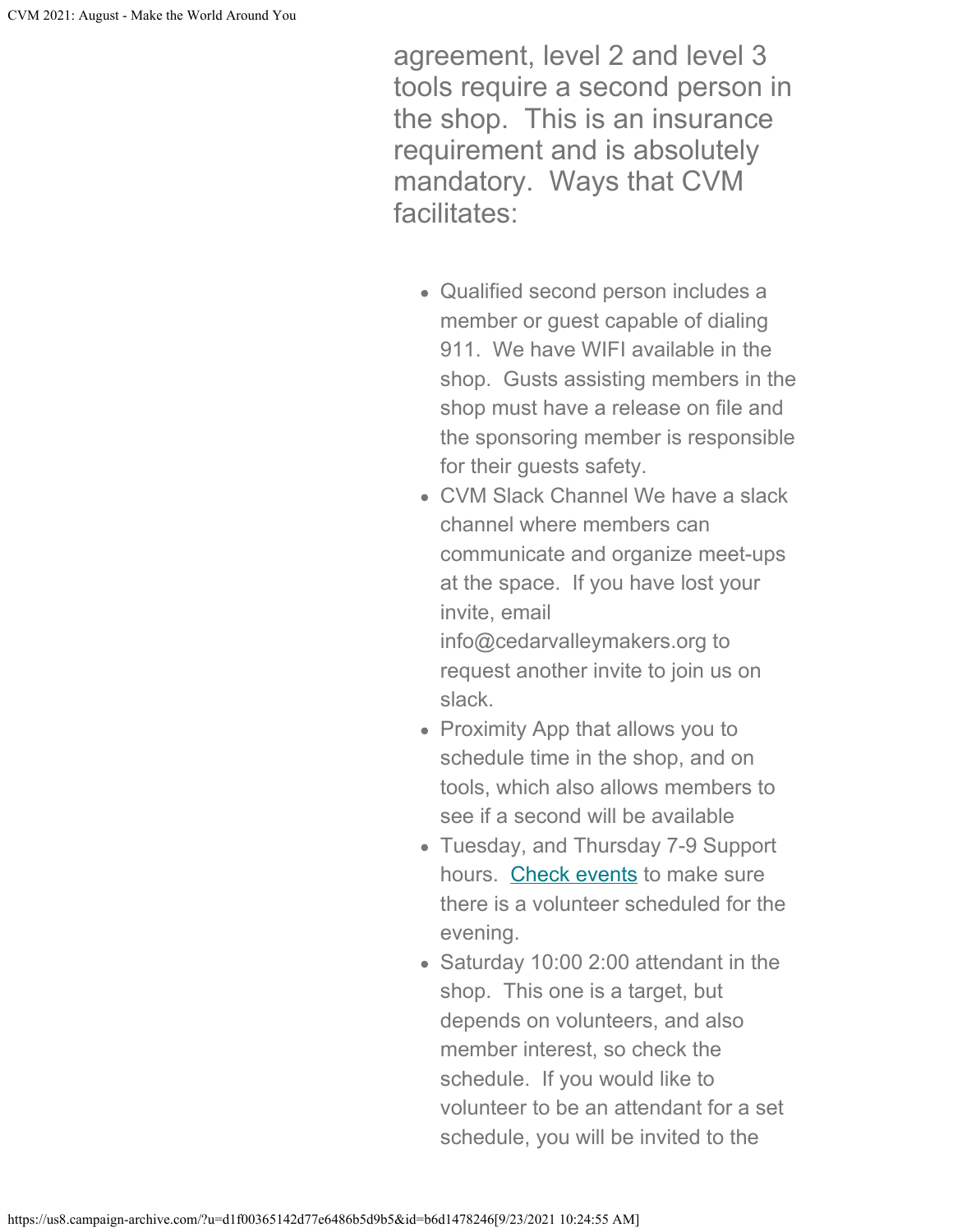agreement, level 2 and level 3 tools require a second person in the shop. This is an insurance requirement and is absolutely mandatory. Ways that CVM facilitates:

- Qualified second person includes a member or guest capable of dialing 911. We have WIFI available in the shop. Gusts assisting members in the shop must have a release on file and the sponsoring member is responsible for their guests safety.
- CVM Slack Channel We have a slack channel where members can communicate and organize meet-ups at the space. If you have lost your invite, email info@cedarvalleymakers.org to request another invite to join us on slack.
- Proximity App that allows you to schedule time in the shop, and on tools, which also allows members to see if a second will be available
- Tuesday, and Thursday 7-9 Support hours. [Check events] to make sure there is a volunteer scheduled for the evening.
- Saturday 10:00 2:00 attendant in the shop. This one is a target, but depends on volunteers, and also member interest, so check the schedule. If you would like to volunteer to be an attendant for a set schedule, you will be invited to the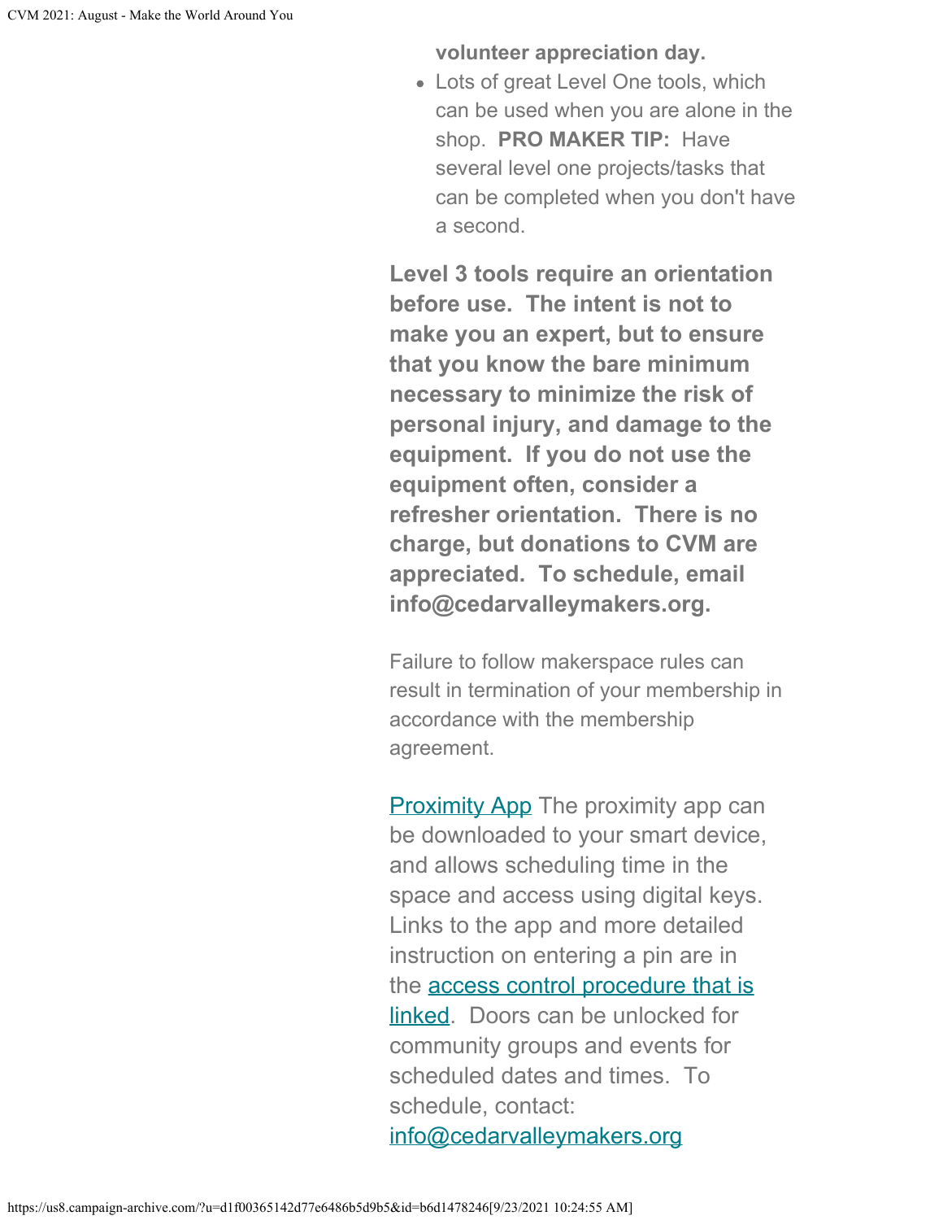**volunteer appreciation day.**

- Lots of great Level One tools, which can be used when you are alone in the shop. **PRO MAKER TIP:** Have several level one projects/tasks that can be completed when you don't have a second.

**Level 3 tools require an orientation before use. The intent is not to make you an expert, but to ensure that you know the bare minimum necessary to minimize the risk of personal injury, and damage to the equipment. If you do not use the equipment often, consider a refresher orientation. There is no charge, but donations to CVM are appreciated. To schedule, email info@cedarvalleymakers.org.**

Failure to follow makerspace rules can result in termination of your membership in accordance with the membership agreement.

Proximity App The proximity app can be downloaded to your smart device, and allows scheduling time in the space and access using digital keys. Links to the app and more detailed instruction on entering a pin are in the access control procedure that is linked. Doors can be unlocked for community groups and events for scheduled dates and times. To schedule, contact: info@cedarvalleymakers.org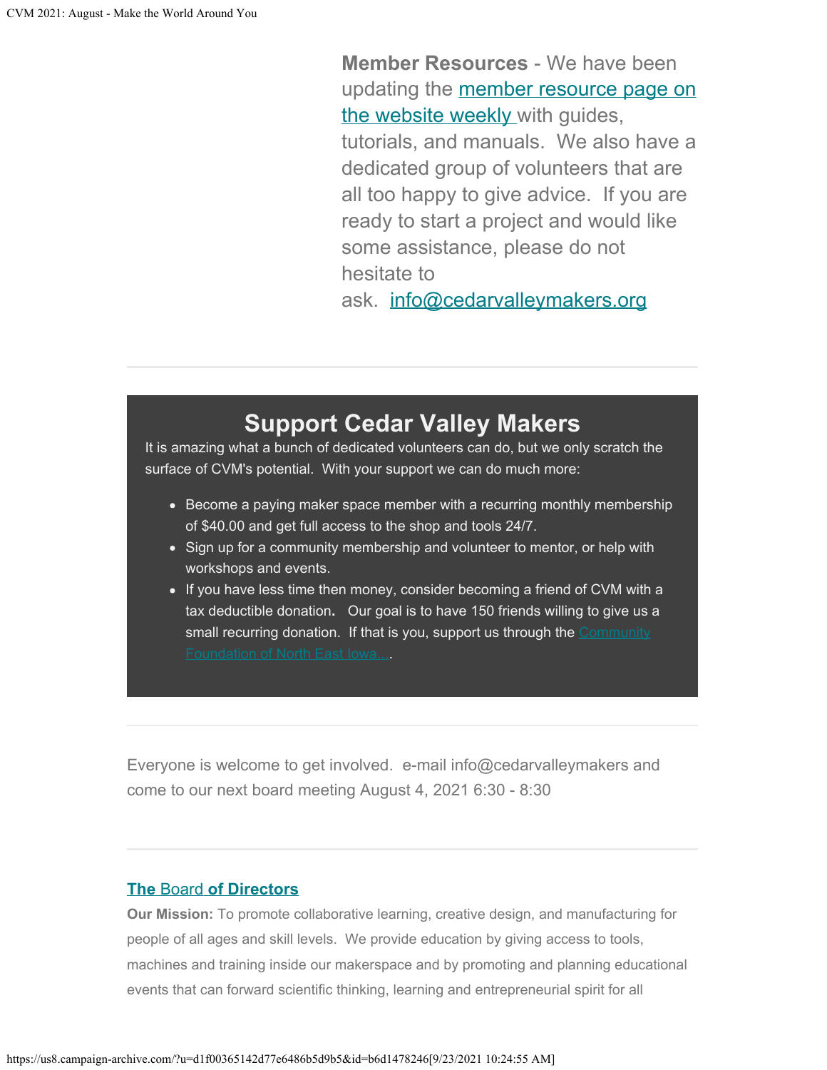**Member Resources** - We have been updating the [member resource page on the website weekly](#) with guides, tutorials, and manuals. We also have a dedicated group of volunteers that are all too happy to give advice. If you are ready to start a project and would like some assistance, please do not hesitate to ask. [info@cedarvalleymakers.org](mailto:info@cedarvalleymakers.org)

---

## Support Cedar Valley Makers

It is amazing what a bunch of dedicated volunteers can do, but we only scratch the surface of CVM's potential. With your support we can do much more:

- Become a paying maker space member with a recurring monthly membership of $40.00 and get full access to the shop and tools 24/7.
- Sign up for a community membership and volunteer to mentor, or help with workshops and events.
- If you have less time then money, consider becoming a friend of CVM with a tax deductible donation**.** Our goal is to have 150 friends willing to give us a small recurring donation. If that is you, support us through the [Community Foundation of North East Iowa...](#).

---

Everyone is welcome to get involved. e-mail info@cedarvalleymakers and come to our next board meeting August 4, 2021 6:30 - 8:30

---

### [The Board of Directors](#)

**Our Mission:** To promote collaborative learning, creative design, and manufacturing for people of all ages and skill levels. We provide education by giving access to tools, machines and training inside our makerspace and by promoting and planning educational events that can forward scientific thinking, learning and entrepreneurial spirit for all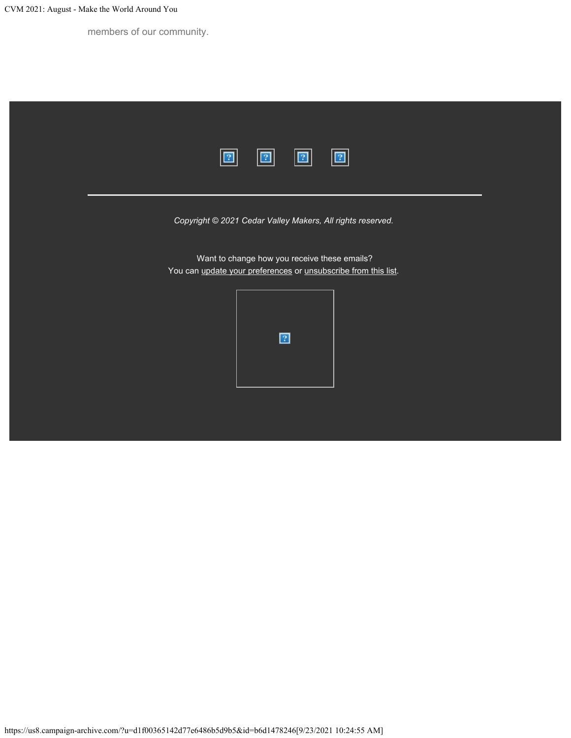members of our community.

---

*Copyright © 2021 Cedar Valley Makers, All rights reserved.*

Want to change how you receive these emails?
You can update your preferences or unsubscribe from this list.